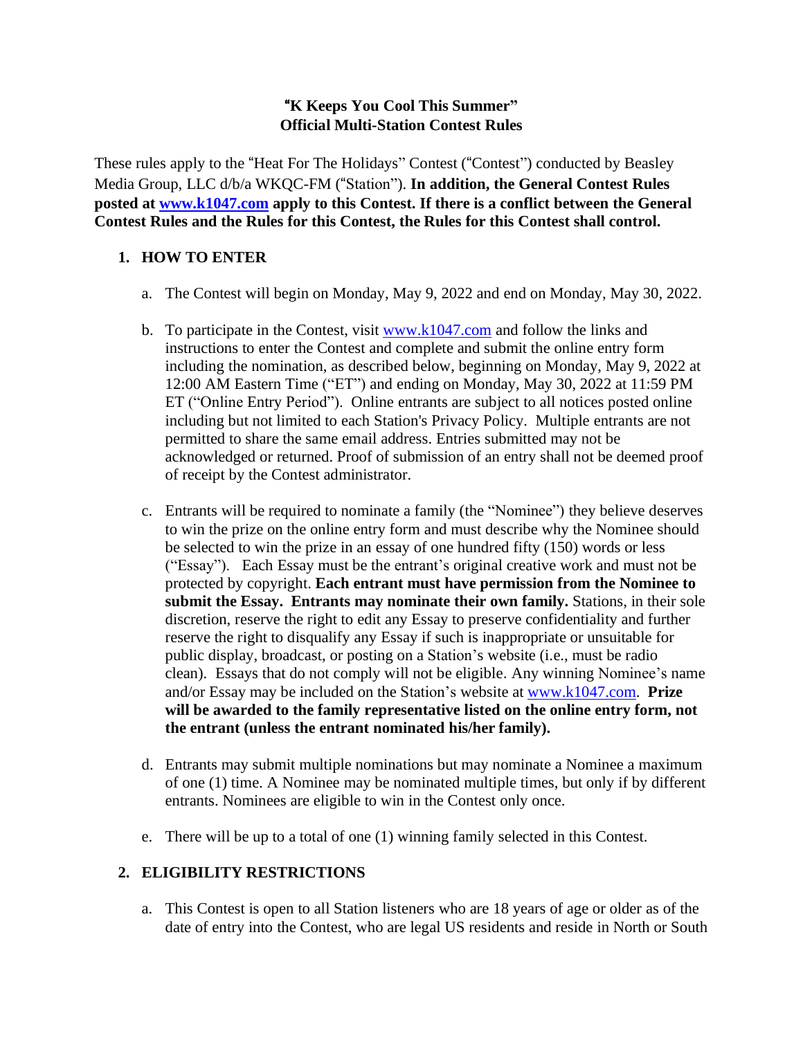# "K Keeps You Cool This Summer"
# Official Multi-Station Contest Rules

These rules apply to the "Heat For The Holidays" Contest ("Contest") conducted by Beasley Media Group, LLC d/b/a WKQC-FM ("Station"). **In addition, the General Contest Rules posted at [www.k1047.com](www.k1047.com) apply to this Contest. If there is a conflict between the General Contest Rules and the Rules for this Contest, the Rules for this Contest shall control.**

## 1. HOW TO ENTER

a. The Contest will begin on Monday, May 9, 2022 and end on Monday, May 30, 2022.

b. To participate in the Contest, visit [www.k1047.com](www.k1047.com) and follow the links and instructions to enter the Contest and complete and submit the online entry form including the nomination, as described below, beginning on Monday, May 9, 2022 at 12:00 AM Eastern Time ("ET") and ending on Monday, May 30, 2022 at 11:59 PM ET ("Online Entry Period"). Online entrants are subject to all notices posted online including but not limited to each Station's Privacy Policy. Multiple entrants are not permitted to share the same email address. Entries submitted may not be acknowledged or returned. Proof of submission of an entry shall not be deemed proof of receipt by the Contest administrator.

c. Entrants will be required to nominate a family (the "Nominee") they believe deserves to win the prize on the online entry form and must describe why the Nominee should be selected to win the prize in an essay of one hundred fifty (150) words or less ("Essay"). Each Essay must be the entrant's original creative work and must not be protected by copyright. **Each entrant must have permission from the Nominee to submit the Essay. Entrants may nominate their own family.** Stations, in their sole discretion, reserve the right to edit any Essay to preserve confidentiality and further reserve the right to disqualify any Essay if such is inappropriate or unsuitable for public display, broadcast, or posting on a Station's website (i.e., must be radio clean). Essays that do not comply will not be eligible. Any winning Nominee's name and/or Essay may be included on the Station's website at [www.k1047.com](www.k1047.com). **Prize will be awarded to the family representative listed on the online entry form, not the entrant (unless the entrant nominated his/her family).**

d. Entrants may submit multiple nominations but may nominate a Nominee a maximum of one (1) time. A Nominee may be nominated multiple times, but only if by different entrants. Nominees are eligible to win in the Contest only once.

e. There will be up to a total of one (1) winning family selected in this Contest.

## 2. ELIGIBILITY RESTRICTIONS

a. This Contest is open to all Station listeners who are 18 years of age or older as of the date of entry into the Contest, who are legal US residents and reside in North or South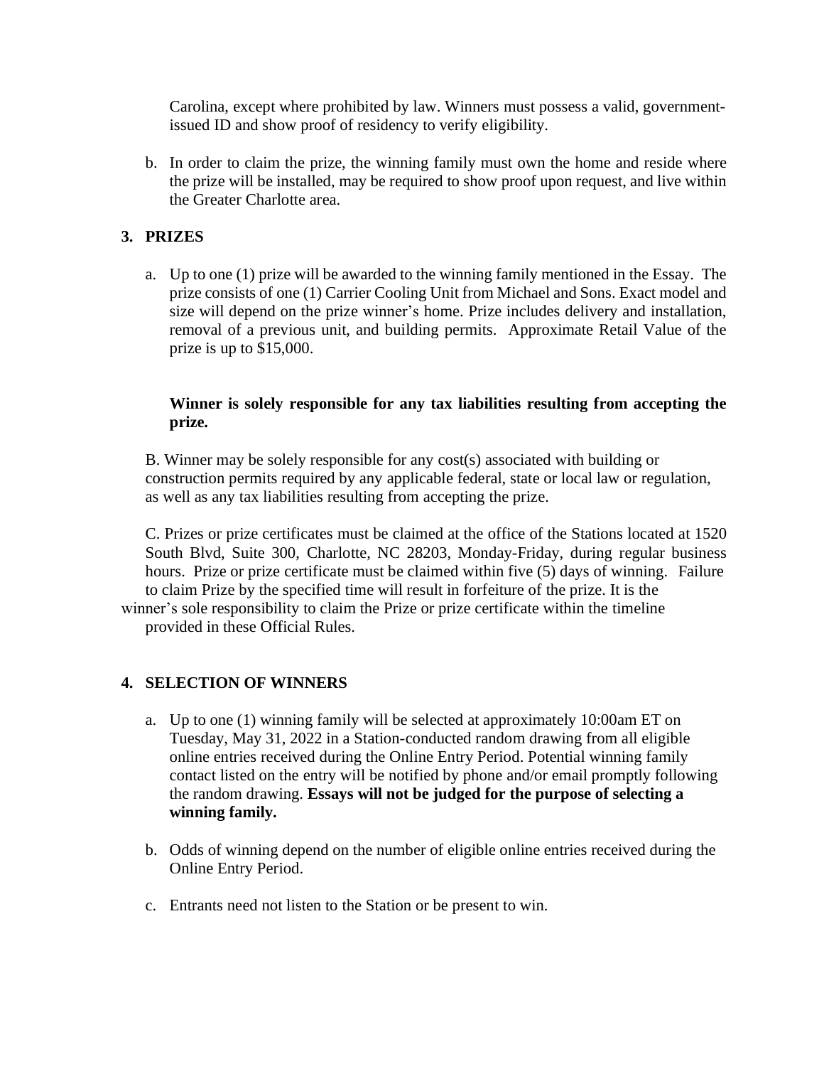Carolina, except where prohibited by law. Winners must possess a valid, government-issued ID and show proof of residency to verify eligibility.

b. In order to claim the prize, the winning family must own the home and reside where the prize will be installed, may be required to show proof upon request, and live within the Greater Charlotte area.

## 3. PRIZES

a. Up to one (1) prize will be awarded to the winning family mentioned in the Essay. The prize consists of one (1) Carrier Cooling Unit from Michael and Sons. Exact model and size will depend on the prize winner's home. Prize includes delivery and installation, removal of a previous unit, and building permits. Approximate Retail Value of the prize is up to $15,000.

**Winner is solely responsible for any tax liabilities resulting from accepting the prize.**

B. Winner may be solely responsible for any cost(s) associated with building or construction permits required by any applicable federal, state or local law or regulation, as well as any tax liabilities resulting from accepting the prize.

C. Prizes or prize certificates must be claimed at the office of the Stations located at 1520 South Blvd, Suite 300, Charlotte, NC 28203, Monday-Friday, during regular business hours. Prize or prize certificate must be claimed within five (5) days of winning. Failure to claim Prize by the specified time will result in forfeiture of the prize. It is the winner's sole responsibility to claim the Prize or prize certificate within the timeline provided in these Official Rules.

## 4. SELECTION OF WINNERS

a. Up to one (1) winning family will be selected at approximately 10:00am ET on Tuesday, May 31, 2022 in a Station-conducted random drawing from all eligible online entries received during the Online Entry Period. Potential winning family contact listed on the entry will be notified by phone and/or email promptly following the random drawing. **Essays will not be judged for the purpose of selecting a winning family.**

b. Odds of winning depend on the number of eligible online entries received during the Online Entry Period.

c. Entrants need not listen to the Station or be present to win.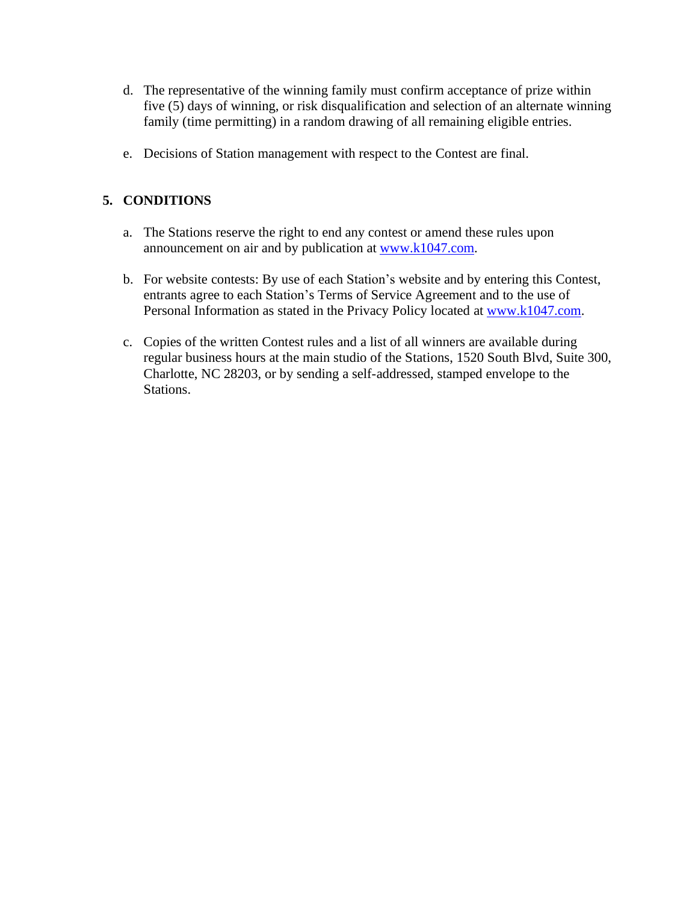d. The representative of the winning family must confirm acceptance of prize within five (5) days of winning, or risk disqualification and selection of an alternate winning family (time permitting) in a random drawing of all remaining eligible entries.

e. Decisions of Station management with respect to the Contest are final.

## 5. CONDITIONS

a. The Stations reserve the right to end any contest or amend these rules upon announcement on air and by publication at www.k1047.com.

b. For website contests: By use of each Station's website and by entering this Contest, entrants agree to each Station's Terms of Service Agreement and to the use of Personal Information as stated in the Privacy Policy located at www.k1047.com.

c. Copies of the written Contest rules and a list of all winners are available during regular business hours at the main studio of the Stations, 1520 South Blvd, Suite 300, Charlotte, NC 28203, or by sending a self-addressed, stamped envelope to the Stations.